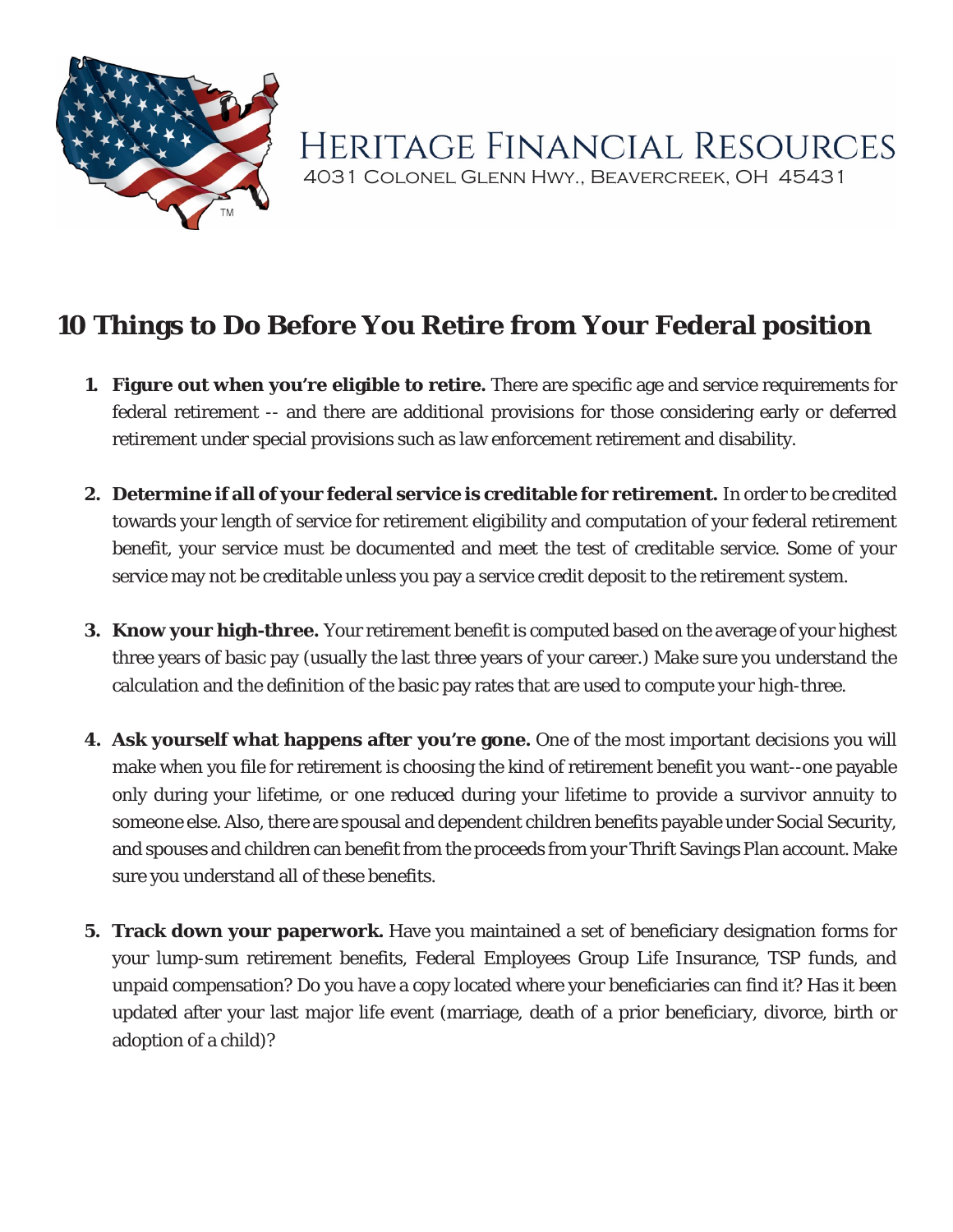Heritage Financial Resources

4031 Colonel Glenn Hwy., Beavercreek, OH 45431

# 10 Things to Do Before You Retire from Your Federal position

1. **Figure out when you're eligible to retire.** There are specific age and service requirements for federal retirement -- and there are additional provisions for those considering early or deferred retirement under special provisions such as law enforcement retirement and disability.

2. **Determine if all of your federal service is creditable for retirement.** In order to be credited towards your length of service for retirement eligibility and computation of your federal retirement benefit, your service must be documented and meet the test of creditable service. Some of your service may not be creditable unless you pay a service credit deposit to the retirement system.

3. **Know your high-three.** Your retirement benefit is computed based on the average of your highest three years of basic pay (usually the last three years of your career.) Make sure you understand the calculation and the definition of the basic pay rates that are used to compute your high-three.

4. **Ask yourself what happens after you're gone.** One of the most important decisions you will make when you file for retirement is choosing the kind of retirement benefit you want--one payable only during your lifetime, or one reduced during your lifetime to provide a survivor annuity to someone else. Also, there are spousal and dependent children benefits payable under Social Security, and spouses and children can benefit from the proceeds from your Thrift Savings Plan account. Make sure you understand all of these benefits.

5. **Track down your paperwork.** Have you maintained a set of beneficiary designation forms for your lump-sum retirement benefits, Federal Employees Group Life Insurance, TSP funds, and unpaid compensation? Do you have a copy located where your beneficiaries can find it? Has it been updated after your last major life event (marriage, death of a prior beneficiary, divorce, birth or adoption of a child)?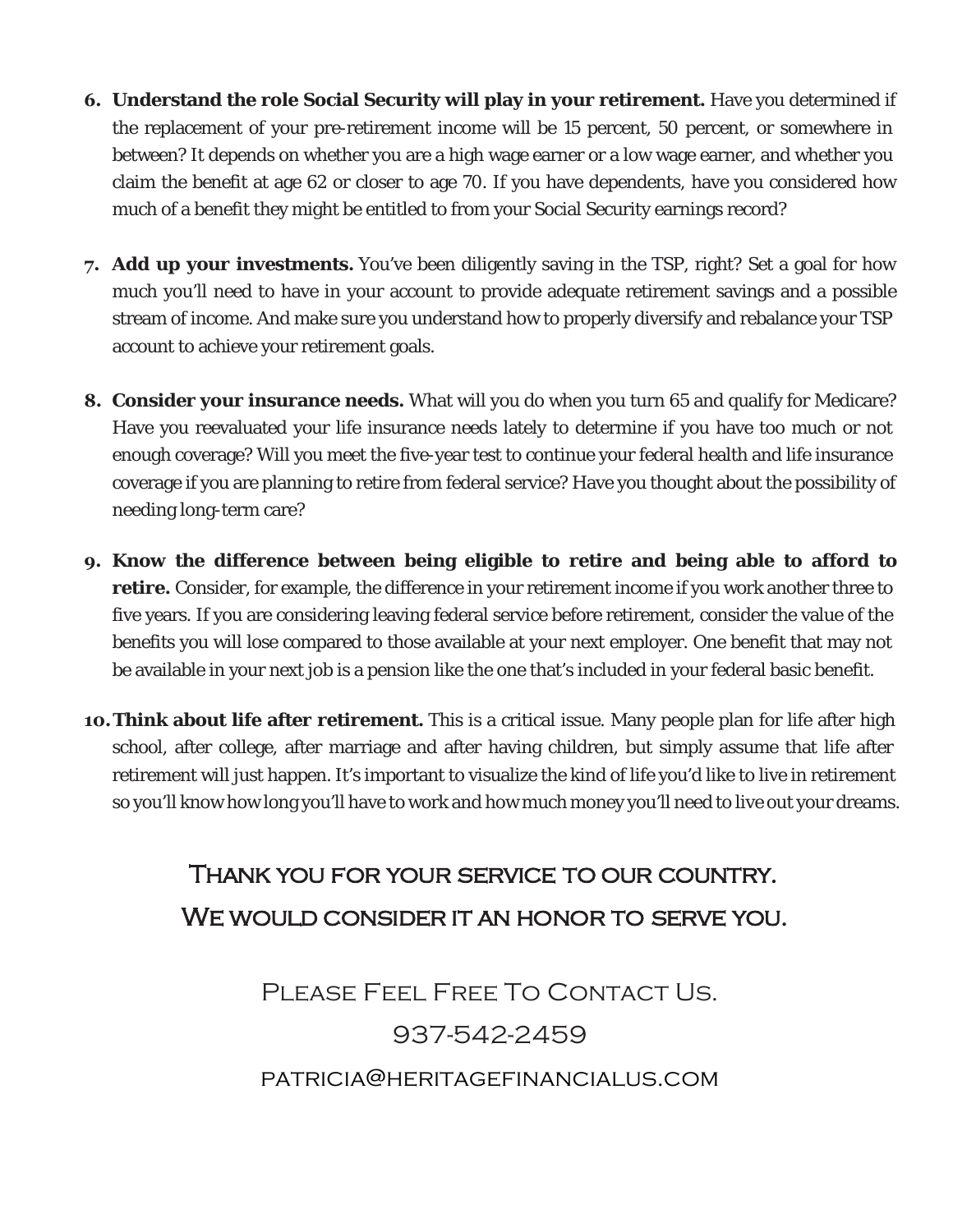6. **Understand the role Social Security will play in your retirement.** Have you determined if the replacement of your pre-retirement income will be 15 percent, 50 percent, or somewhere in between? It depends on whether you are a high wage earner or a low wage earner, and whether you claim the benefit at age 62 or closer to age 70. If you have dependents, have you considered how much of a benefit they might be entitled to from your Social Security earnings record?

7. **Add up your investments.** You've been diligently saving in the TSP, right? Set a goal for how much you'll need to have in your account to provide adequate retirement savings and a possible stream of income. And make sure you understand how to properly diversify and rebalance your TSP account to achieve your retirement goals.

8. **Consider your insurance needs.** What will you do when you turn 65 and qualify for Medicare? Have you reevaluated your life insurance needs lately to determine if you have too much or not enough coverage? Will you meet the five-year test to continue your federal health and life insurance coverage if you are planning to retire from federal service? Have you thought about the possibility of needing long-term care?

9. **Know the difference between being eligible to retire and being able to afford to retire.** Consider, for example, the difference in your retirement income if you work another three to five years. If you are considering leaving federal service before retirement, consider the value of the benefits you will lose compared to those available at your next employer. One benefit that may not be available in your next job is a pension like the one that's included in your federal basic benefit.

10. **Think about life after retirement.** This is a critical issue. Many people plan for life after high school, after college, after marriage and after having children, but simply assume that life after retirement will just happen. It's important to visualize the kind of life you'd like to live in retirement so you'll know how long you'll have to work and how much money you'll need to live out your dreams.

## Thank you for your service to our country.

## We would consider it an honor to serve you.

Please Feel Free To Contact Us.

937-542-2459

patricia@heritagefinancialus.com